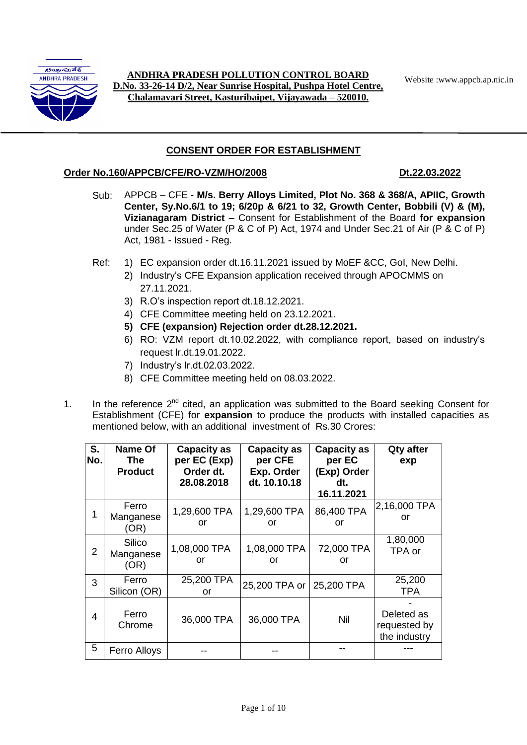**ANDHRA PRADESH POLLUTION CONTROL BOARD**
**D.No. 33-26-14 D/2, Near Sunrise Hospital, Pushpa Hotel Centre, Chalamavari Street, Kasturibaipet, Vijayawada – 520010.**

Website :www.appcb.ap.nic.in

## CONSENT ORDER FOR ESTABLISHMENT

**Order No.160/APPCB/CFE/RO-VZM/HO/2008** **Dt.22.03.2022**

Sub: APPCB – CFE - **M/s. Berry Alloys Limited, Plot No. 368 & 368/A, APIIC, Growth Center, Sy.No.6/1 to 19; 6/20p & 6/21 to 32, Growth Center, Bobbili (V) & (M), Vizianagaram District –** Consent for Establishment of the Board **for expansion** under Sec.25 of Water (P & C of P) Act, 1974 and Under Sec.21 of Air (P & C of P) Act, 1981 - Issued - Reg.

Ref:
1) EC expansion order dt.16.11.2021 issued by MoEF &CC, GoI, New Delhi.
2) Industry's CFE Expansion application received through APOCMMS on 27.11.2021.
3) R.O's inspection report dt.18.12.2021.
4) CFE Committee meeting held on 23.12.2021.
5) **CFE (expansion) Rejection order dt.28.12.2021.**
6) RO: VZM report dt.10.02.2022, with compliance report, based on industry's request lr.dt.19.01.2022.
7) Industry's lr.dt.02.03.2022.
8) CFE Committee meeting held on 08.03.2022.

1. In the reference 2nd cited, an application was submitted to the Board seeking Consent for Establishment (CFE) for **expansion** to produce the products with installed capacities as mentioned below, with an additional investment of Rs.30 Crores:

| S. No. | Name Of The Product | Capacity as per EC (Exp) Order dt. 28.08.2018 | Capacity as per CFE Exp. Order dt. 10.10.18 | Capacity as per EC (Exp) Order dt. 16.11.2021 | Qty after exp |
|---|---|---|---|---|---|
| 1 | Ferro Manganese (OR) | 1,29,600 TPA or | 1,29,600 TPA or | 86,400 TPA or | 2,16,000 TPA or |
| 2 | Silico Manganese (OR) | 1,08,000 TPA or | 1,08,000 TPA or | 72,000 TPA or | 1,80,000 TPA or |
| 3 | Ferro Silicon (OR) | 25,200 TPA or | 25,200 TPA or | 25,200 TPA | 25,200 TPA |
| 4 | Ferro Chrome | 36,000 TPA | 36,000 TPA | Nil | - Deleted as requested by the industry |
| 5 | Ferro Alloys | -- | -- | -- | --- |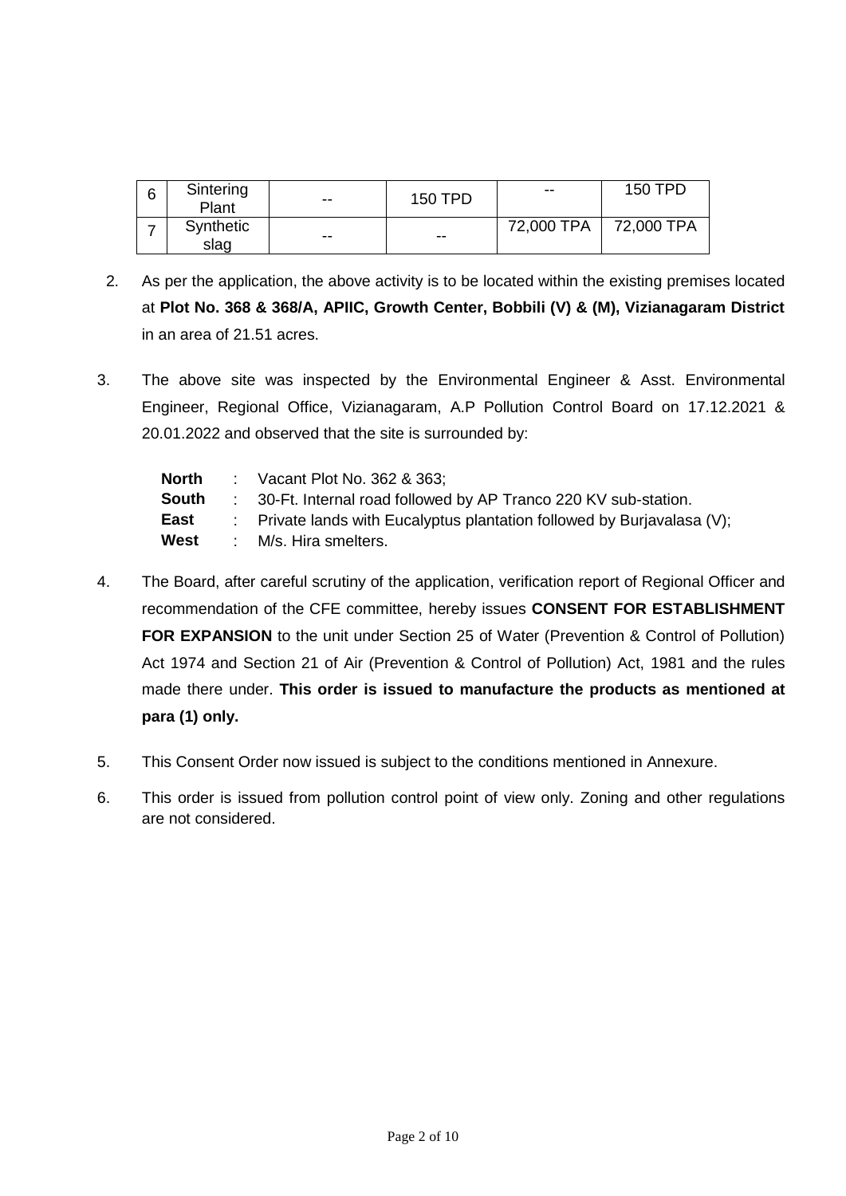| 6 | Sintering Plant | -- | 150 TPD | -- | 150 TPD |
|---|---|---|---|---|---|
| 7 | Synthetic slag | -- | -- | 72,000 TPA | 72,000 TPA |

2. As per the application, the above activity is to be located within the existing premises located at **Plot No. 368 & 368/A, APIIC, Growth Center, Bobbili (V) & (M), Vizianagaram District** in an area of 21.51 acres.

3. The above site was inspected by the Environmental Engineer & Asst. Environmental Engineer, Regional Office, Vizianagaram, A.P Pollution Control Board on 17.12.2021 & 20.01.2022 and observed that the site is surrounded by:

   **North** : Vacant Plot No. 362 & 363;
   **South** : 30-Ft. Internal road followed by AP Tranco 220 KV sub-station.
   **East** : Private lands with Eucalyptus plantation followed by Burjavalasa (V);
   **West** : M/s. Hira smelters.

4. The Board, after careful scrutiny of the application, verification report of Regional Officer and recommendation of the CFE committee, hereby issues **CONSENT FOR ESTABLISHMENT FOR EXPANSION** to the unit under Section 25 of Water (Prevention & Control of Pollution) Act 1974 and Section 21 of Air (Prevention & Control of Pollution) Act, 1981 and the rules made there under. **This order is issued to manufacture the products as mentioned at para (1) only.**

5. This Consent Order now issued is subject to the conditions mentioned in Annexure.

6. This order is issued from pollution control point of view only. Zoning and other regulations are not considered.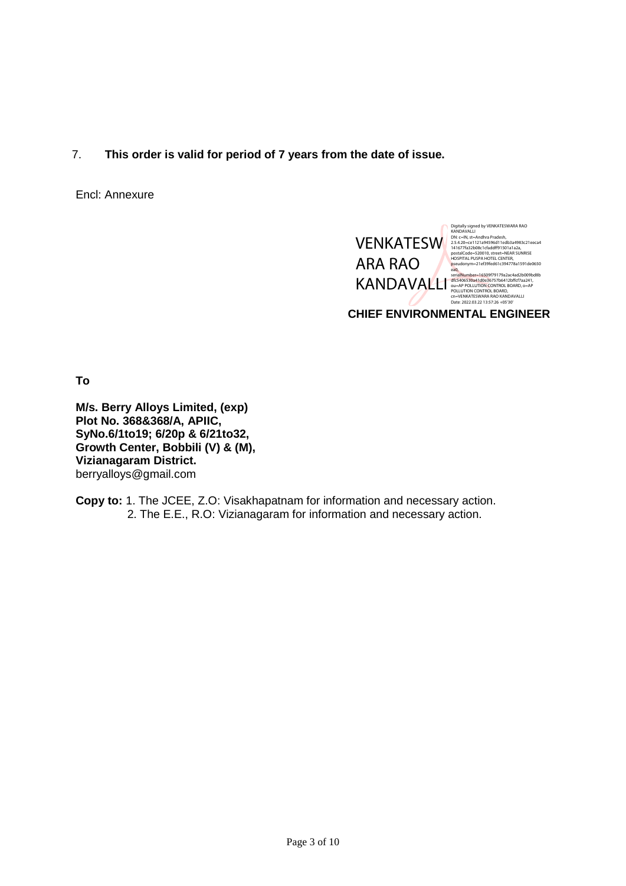7. **This order is valid for period of 7 years from the date of issue.**

Encl: Annexure

VENKATESWARA RAO KANDAVALLI

Digitally signed by VENKATESWARA RAO KANDAVALLI
DN: c=IN, st=Andhra Pradesh, 2.5.4.20=ce1121a94596d11edb3a4983c21eeca4141677fa32b08c1cfaddff91501a1a2a, postalCode=520010, street=NEAR SUNRISE HOSPITAL PUSPA HOTEL CENTER, pseudonym=21ef39fed61c394778a1591de0650ea0, serialNumber=16509f79179a2ac4ad2b009bd8bdfc5406530a41d0e36757b6412bffcf7aa241, ou=AP POLLUTION CONTROL BOARD, o=AP POLLUTION CONTROL BOARD, cn=VENKATESWARA RAO KANDAVALLI
Date: 2022.03.22 13:57:26 +05'30'

**CHIEF ENVIRONMENTAL ENGINEER**

**To**

**M/s. Berry Alloys Limited, (exp)**
**Plot No. 368&368/A, APIIC,**
**SyNo.6/1to19; 6/20p & 6/21to32,**
**Growth Center, Bobbili (V) & (M),**
**Vizianagaram District.**
berryalloys@gmail.com

**Copy to:** 1. The JCEE, Z.O: Visakhapatnam for information and necessary action.
2. The E.E., R.O: Vizianagaram for information and necessary action.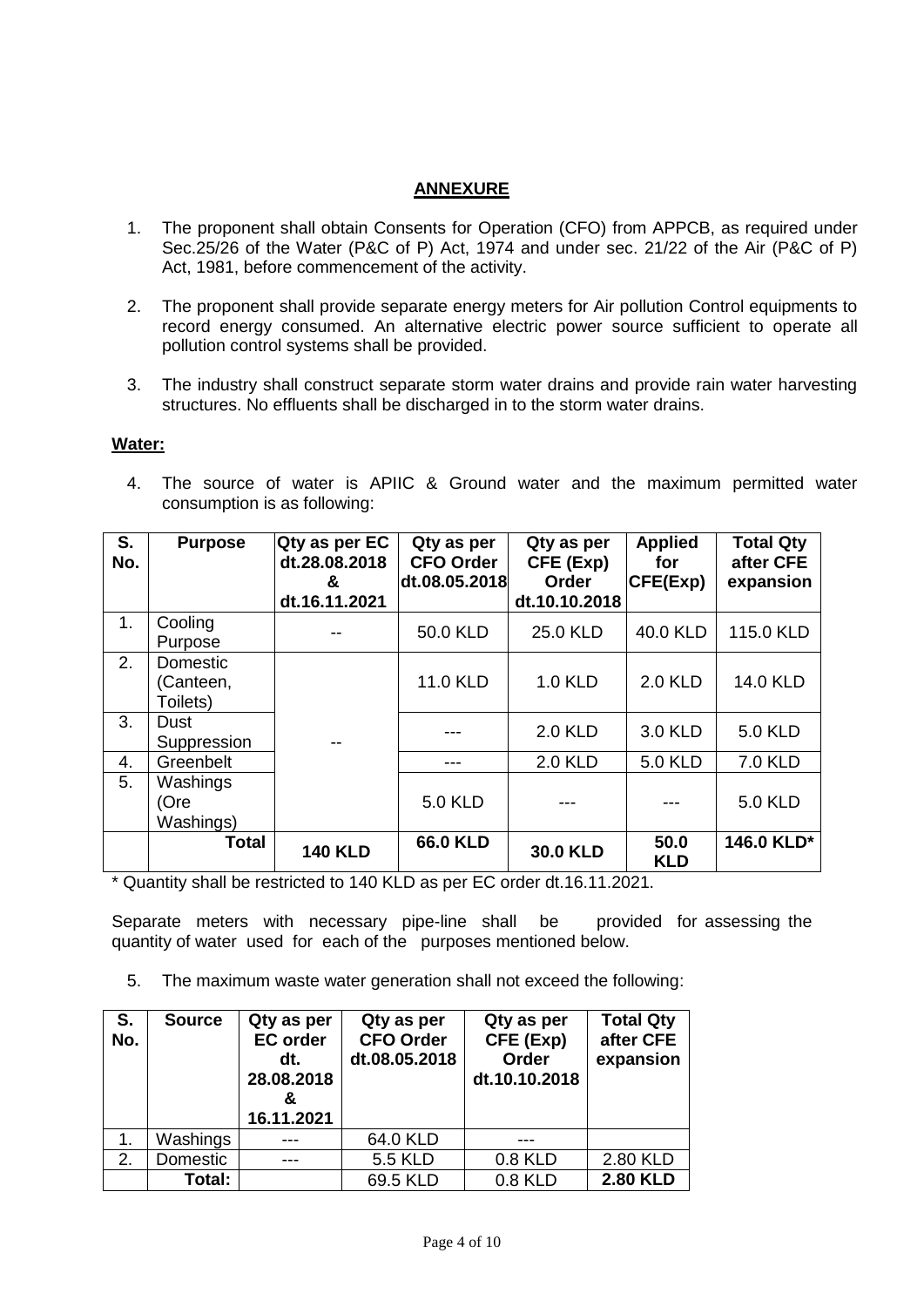## ANNEXURE

1. The proponent shall obtain Consents for Operation (CFO) from APPCB, as required under Sec.25/26 of the Water (P&C of P) Act, 1974 and under sec. 21/22 of the Air (P&C of P) Act, 1981, before commencement of the activity.

2. The proponent shall provide separate energy meters for Air pollution Control equipments to record energy consumed. An alternative electric power source sufficient to operate all pollution control systems shall be provided.

3. The industry shall construct separate storm water drains and provide rain water harvesting structures. No effluents shall be discharged in to the storm water drains.

### Water:

4. The source of water is APIIC & Ground water and the maximum permitted water consumption is as following:

| S. No. | Purpose | Qty as per EC dt.28.08.2018 & dt.16.11.2021 | Qty as per CFO Order dt.08.05.2018 | Qty as per CFE (Exp) Order dt.10.10.2018 | Applied for CFE(Exp) | Total Qty after CFE expansion |
|---|---|---|---|---|---|---|
| 1. | Cooling Purpose | -- | 50.0 KLD | 25.0 KLD | 40.0 KLD | 115.0 KLD |
| 2. | Domestic (Canteen, Toilets) | -- | 11.0 KLD | 1.0 KLD | 2.0 KLD | 14.0 KLD |
| 3. | Dust Suppression | | --- | 2.0 KLD | 3.0 KLD | 5.0 KLD |
| 4. | Greenbelt | | --- | 2.0 KLD | 5.0 KLD | 7.0 KLD |
| 5. | Washings (Ore Washings) | | 5.0 KLD | --- | --- | 5.0 KLD |
| | **Total** | **140 KLD** | **66.0 KLD** | **30.0 KLD** | **50.0 KLD** | **146.0 KLD*** |

\* Quantity shall be restricted to 140 KLD as per EC order dt.16.11.2021.

Separate meters with necessary pipe-line shall be provided for assessing the quantity of water used for each of the purposes mentioned below.

5. The maximum waste water generation shall not exceed the following:

| S. No. | Source | Qty as per EC order dt. 28.08.2018 & 16.11.2021 | Qty as per CFO Order dt.08.05.2018 | Qty as per CFE (Exp) Order dt.10.10.2018 | Total Qty after CFE expansion |
|---|---|---|---|---|---|
| 1. | Washings | --- | 64.0 KLD | --- | |
| 2. | Domestic | --- | 5.5 KLD | 0.8 KLD | 2.80 KLD |
| | **Total:** | | 69.5 KLD | 0.8 KLD | **2.80 KLD** |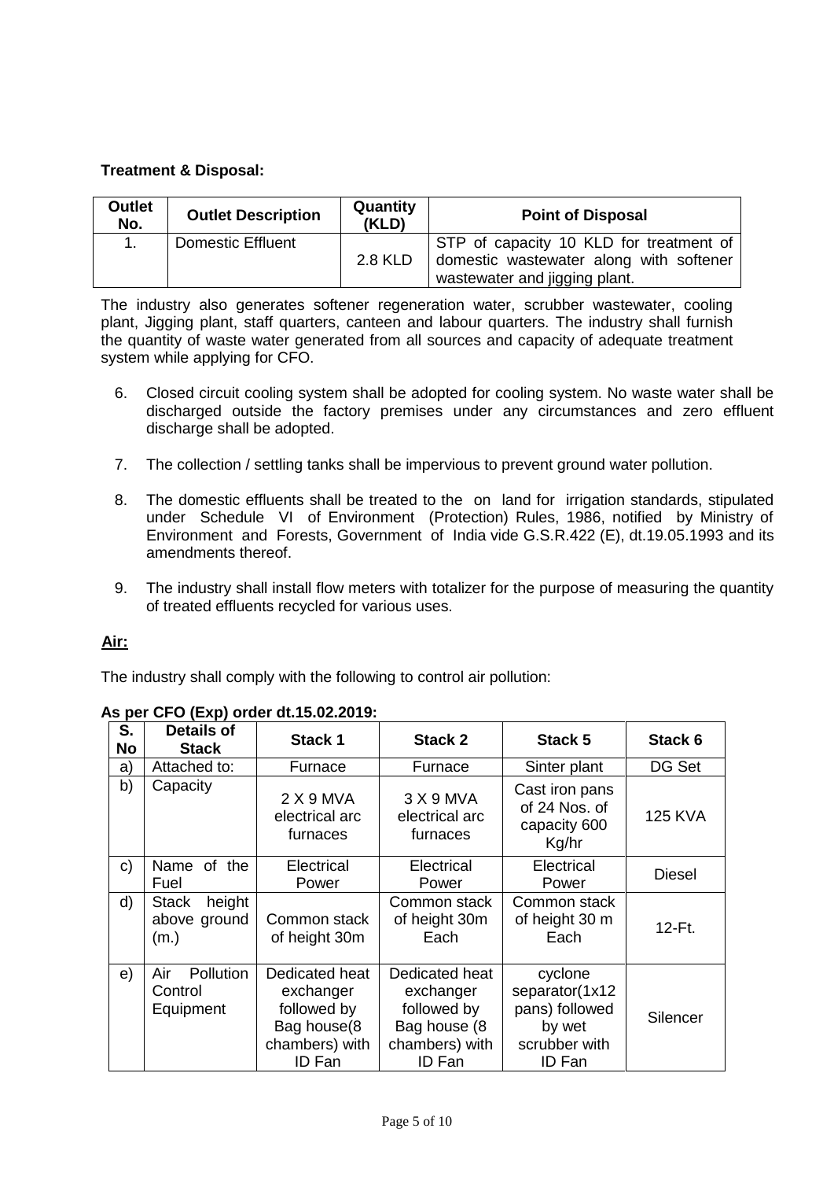**Treatment & Disposal:**

| Outlet No. | Outlet Description | Quantity (KLD) | Point of Disposal |
|---|---|---|---|
| 1. | Domestic Effluent | 2.8 KLD | STP of capacity 10 KLD for treatment of domestic wastewater along with softener wastewater and jigging plant. |

The industry also generates softener regeneration water, scrubber wastewater, cooling plant, Jigging plant, staff quarters, canteen and labour quarters. The industry shall furnish the quantity of waste water generated from all sources and capacity of adequate treatment system while applying for CFO.

6. Closed circuit cooling system shall be adopted for cooling system. No waste water shall be discharged outside the factory premises under any circumstances and zero effluent discharge shall be adopted.

7. The collection / settling tanks shall be impervious to prevent ground water pollution.

8. The domestic effluents shall be treated to the on land for irrigation standards, stipulated under Schedule VI of Environment (Protection) Rules, 1986, notified by Ministry of Environment and Forests, Government of India vide G.S.R.422 (E), dt.19.05.1993 and its amendments thereof.

9. The industry shall install flow meters with totalizer for the purpose of measuring the quantity of treated effluents recycled for various uses.

**Air:**

The industry shall comply with the following to control air pollution:

**As per CFO (Exp) order dt.15.02.2019:**

| S. No | Details of Stack | Stack 1 | Stack 2 | Stack 5 | Stack 6 |
|---|---|---|---|---|---|
| a) | Attached to: | Furnace | Furnace | Sinter plant | DG Set |
| b) | Capacity | 2 X 9 MVA electrical arc furnaces | 3 X 9 MVA electrical arc furnaces | Cast iron pans of 24 Nos. of capacity 600 Kg/hr | 125 KVA |
| c) | Name of the Fuel | Electrical Power | Electrical Power | Electrical Power | Diesel |
| d) | Stack height above ground (m.) | Common stack of height 30m | Common stack of height 30m Each | Common stack of height 30 m Each | 12-Ft. |
| e) | Air Pollution Control Equipment | Dedicated heat exchanger followed by Bag house(8 chambers) with ID Fan | Dedicated heat exchanger followed by Bag house (8 chambers) with ID Fan | cyclone separator(1x12 pans) followed by wet scrubber with ID Fan | Silencer |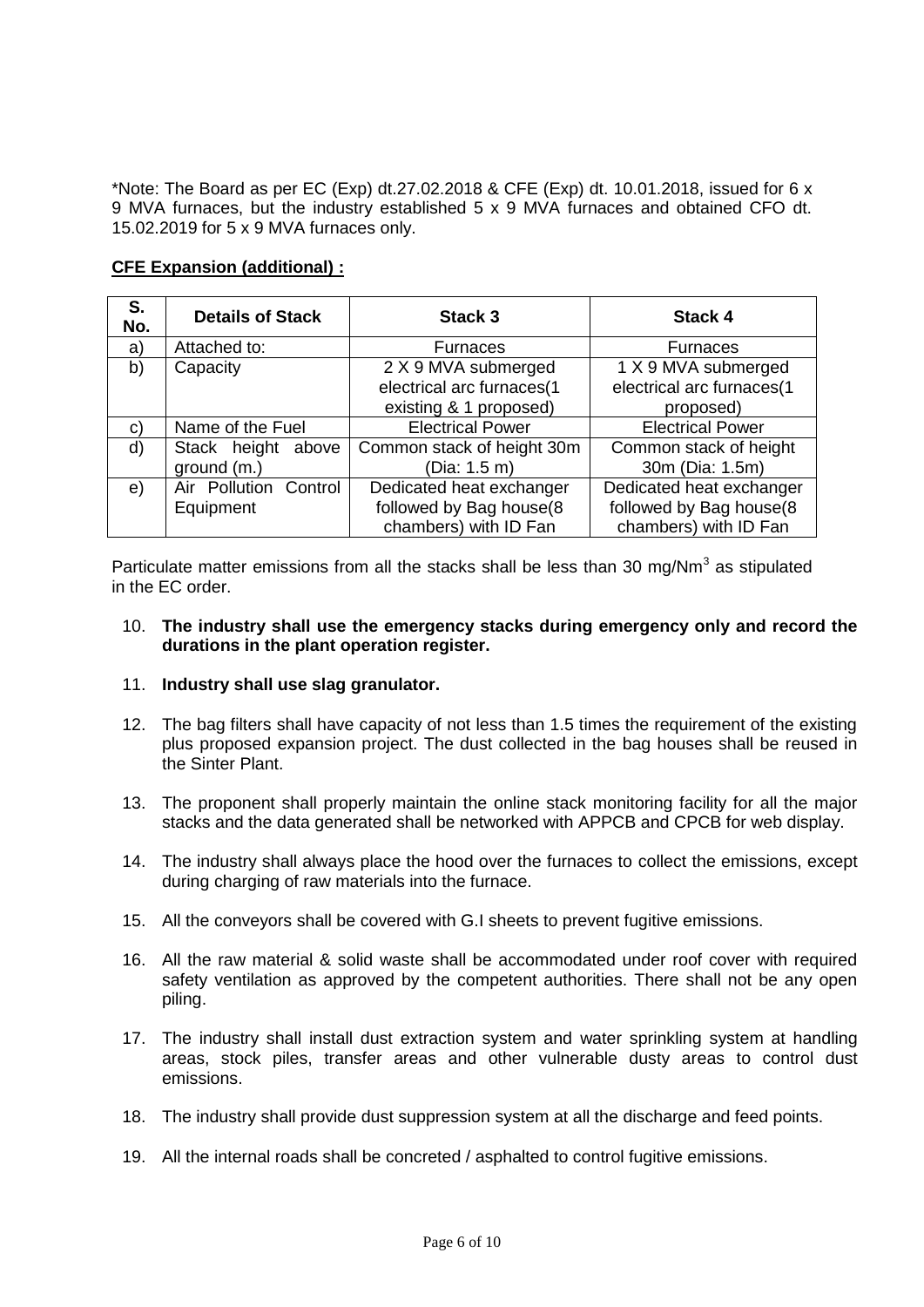*Note: The Board as per EC (Exp) dt.27.02.2018 & CFE (Exp) dt. 10.01.2018, issued for 6 x 9 MVA furnaces, but the industry established 5 x 9 MVA furnaces and obtained CFO dt. 15.02.2019 for 5 x 9 MVA furnaces only.

**CFE Expansion (additional) :**

| S. No. | Details of Stack | Stack 3 | Stack 4 |
|---|---|---|---|
| a) | Attached to: | Furnaces | Furnaces |
| b) | Capacity | 2 X 9 MVA submerged electrical arc furnaces(1 existing & 1 proposed) | 1 X 9 MVA submerged electrical arc furnaces(1 proposed) |
| c) | Name of the Fuel | Electrical Power | Electrical Power |
| d) | Stack height above ground (m.) | Common stack of height 30m (Dia: 1.5 m) | Common stack of height 30m (Dia: 1.5m) |
| e) | Air Pollution Control Equipment | Dedicated heat exchanger followed by Bag house(8 chambers) with ID Fan | Dedicated heat exchanger followed by Bag house(8 chambers) with ID Fan |

Particulate matter emissions from all the stacks shall be less than 30 mg/Nm$^3$ as stipulated in the EC order.

10. **The industry shall use the emergency stacks during emergency only and record the durations in the plant operation register.**

11. **Industry shall use slag granulator.**

12. The bag filters shall have capacity of not less than 1.5 times the requirement of the existing plus proposed expansion project. The dust collected in the bag houses shall be reused in the Sinter Plant.

13. The proponent shall properly maintain the online stack monitoring facility for all the major stacks and the data generated shall be networked with APPCB and CPCB for web display.

14. The industry shall always place the hood over the furnaces to collect the emissions, except during charging of raw materials into the furnace.

15. All the conveyors shall be covered with G.I sheets to prevent fugitive emissions.

16. All the raw material & solid waste shall be accommodated under roof cover with required safety ventilation as approved by the competent authorities. There shall not be any open piling.

17. The industry shall install dust extraction system and water sprinkling system at handling areas, stock piles, transfer areas and other vulnerable dusty areas to control dust emissions.

18. The industry shall provide dust suppression system at all the discharge and feed points.

19. All the internal roads shall be concreted / asphalted to control fugitive emissions.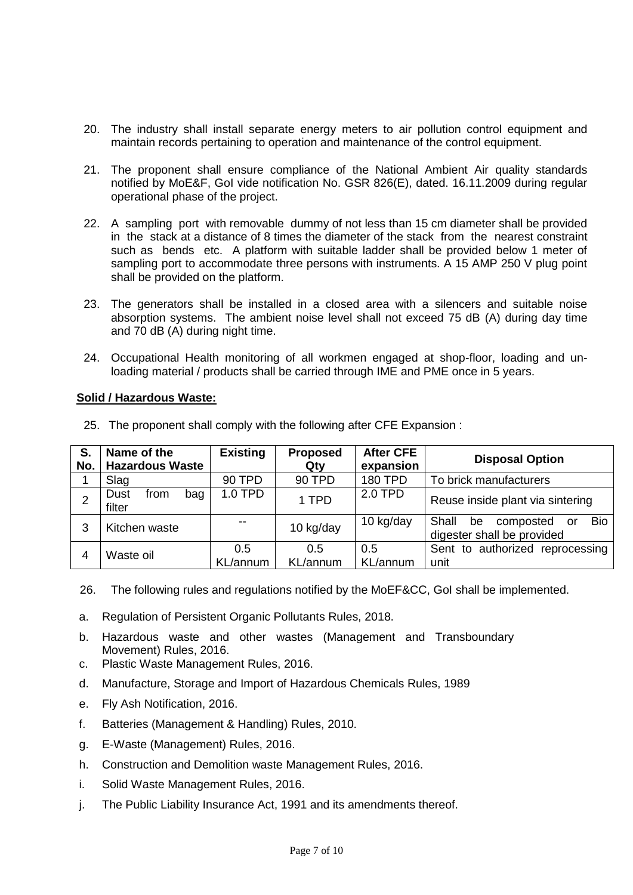20. The industry shall install separate energy meters to air pollution control equipment and maintain records pertaining to operation and maintenance of the control equipment.

21. The proponent shall ensure compliance of the National Ambient Air quality standards notified by MoE&F, GoI vide notification No. GSR 826(E), dated. 16.11.2009 during regular operational phase of the project.

22. A sampling port with removable dummy of not less than 15 cm diameter shall be provided in the stack at a distance of 8 times the diameter of the stack from the nearest constraint such as bends etc. A platform with suitable ladder shall be provided below 1 meter of sampling port to accommodate three persons with instruments. A 15 AMP 250 V plug point shall be provided on the platform.

23. The generators shall be installed in a closed area with a silencers and suitable noise absorption systems. The ambient noise level shall not exceed 75 dB (A) during day time and 70 dB (A) during night time.

24. Occupational Health monitoring of all workmen engaged at shop-floor, loading and un-loading material / products shall be carried through IME and PME once in 5 years.

**Solid / Hazardous Waste:**

25. The proponent shall comply with the following after CFE Expansion :

| S. No. | Name of the Hazardous Waste | Existing | Proposed Qty | After CFE expansion | Disposal Option |
|---|---|---|---|---|---|
| 1 | Slag | 90 TPD | 90 TPD | 180 TPD | To brick manufacturers |
| 2 | Dust from bag filter | 1.0 TPD | 1 TPD | 2.0 TPD | Reuse inside plant via sintering |
| 3 | Kitchen waste | -- | 10 kg/day | 10 kg/day | Shall be composted or Bio digester shall be provided |
| 4 | Waste oil | 0.5 KL/annum | 0.5 KL/annum | 0.5 KL/annum | Sent to authorized reprocessing unit |

26. The following rules and regulations notified by the MoEF&CC, GoI shall be implemented.

a. Regulation of Persistent Organic Pollutants Rules, 2018.

b. Hazardous waste and other wastes (Management and Transboundary Movement) Rules, 2016.

c. Plastic Waste Management Rules, 2016.

d. Manufacture, Storage and Import of Hazardous Chemicals Rules, 1989

e. Fly Ash Notification, 2016.

f. Batteries (Management & Handling) Rules, 2010.

g. E-Waste (Management) Rules, 2016.

h. Construction and Demolition waste Management Rules, 2016.

i. Solid Waste Management Rules, 2016.

j. The Public Liability Insurance Act, 1991 and its amendments thereof.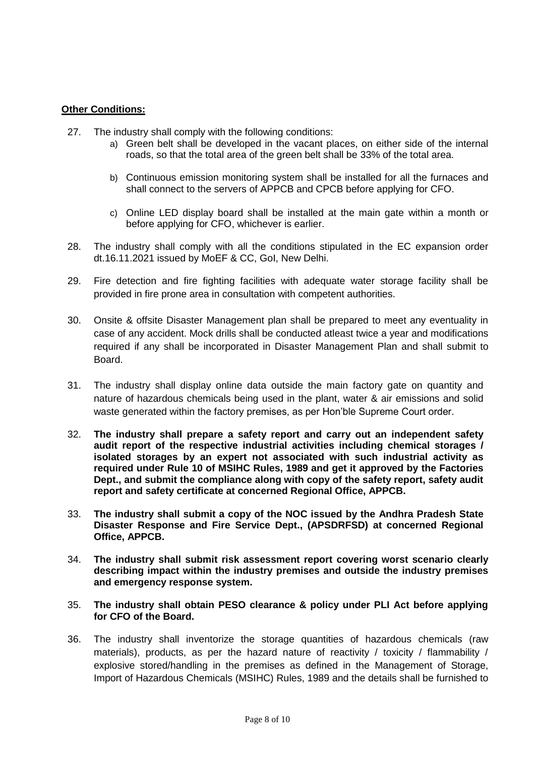**Other Conditions:**

27. The industry shall comply with the following conditions:
    a) Green belt shall be developed in the vacant places, on either side of the internal roads, so that the total area of the green belt shall be 33% of the total area.

    b) Continuous emission monitoring system shall be installed for all the furnaces and shall connect to the servers of APPCB and CPCB before applying for CFO.

    c) Online LED display board shall be installed at the main gate within a month or before applying for CFO, whichever is earlier.

28. The industry shall comply with all the conditions stipulated in the EC expansion order dt.16.11.2021 issued by MoEF & CC, GoI, New Delhi.

29. Fire detection and fire fighting facilities with adequate water storage facility shall be provided in fire prone area in consultation with competent authorities.

30. Onsite & offsite Disaster Management plan shall be prepared to meet any eventuality in case of any accident. Mock drills shall be conducted atleast twice a year and modifications required if any shall be incorporated in Disaster Management Plan and shall submit to Board.

31. The industry shall display online data outside the main factory gate on quantity and nature of hazardous chemicals being used in the plant, water & air emissions and solid waste generated within the factory premises, as per Hon'ble Supreme Court order.

32. **The industry shall prepare a safety report and carry out an independent safety audit report of the respective industrial activities including chemical storages / isolated storages by an expert not associated with such industrial activity as required under Rule 10 of MSIHC Rules, 1989 and get it approved by the Factories Dept., and submit the compliance along with copy of the safety report, safety audit report and safety certificate at concerned Regional Office, APPCB.**

33. **The industry shall submit a copy of the NOC issued by the Andhra Pradesh State Disaster Response and Fire Service Dept., (APSDRFSD) at concerned Regional Office, APPCB.**

34. **The industry shall submit risk assessment report covering worst scenario clearly describing impact within the industry premises and outside the industry premises and emergency response system.**

35. **The industry shall obtain PESO clearance & policy under PLI Act before applying for CFO of the Board.**

36. The industry shall inventorize the storage quantities of hazardous chemicals (raw materials), products, as per the hazard nature of reactivity / toxicity / flammability / explosive stored/handling in the premises as defined in the Management of Storage, Import of Hazardous Chemicals (MSIHC) Rules, 1989 and the details shall be furnished to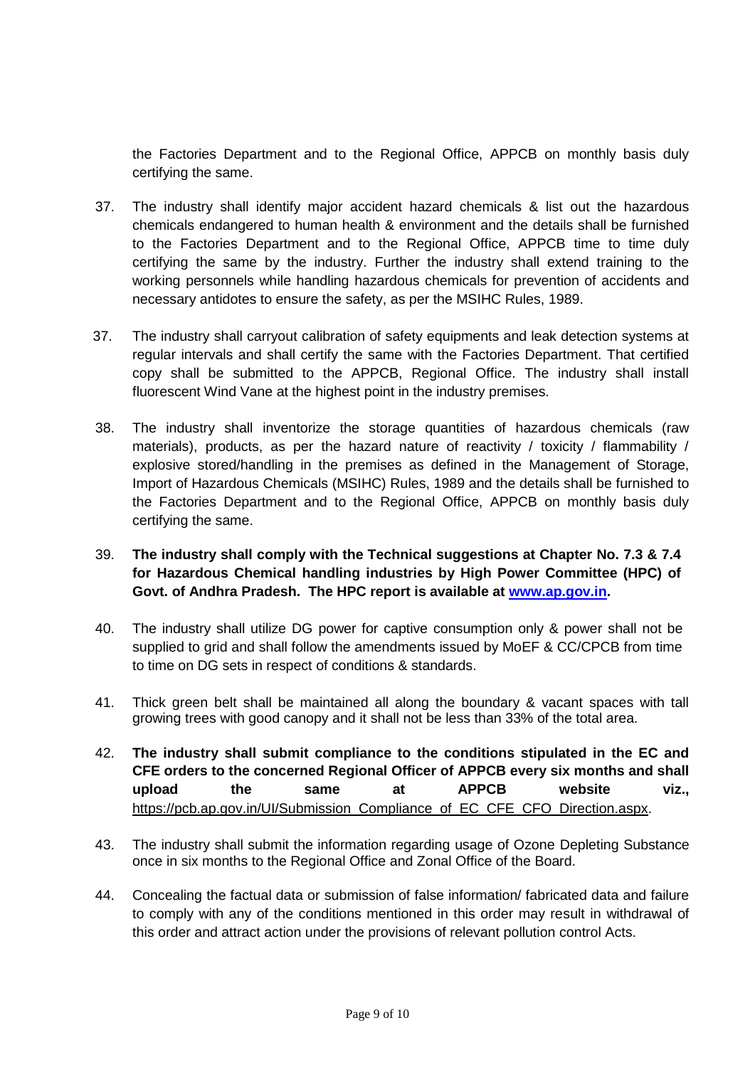the Factories Department and to the Regional Office, APPCB on monthly basis duly certifying the same.

37. The industry shall identify major accident hazard chemicals & list out the hazardous chemicals endangered to human health & environment and the details shall be furnished to the Factories Department and to the Regional Office, APPCB time to time duly certifying the same by the industry. Further the industry shall extend training to the working personnels while handling hazardous chemicals for prevention of accidents and necessary antidotes to ensure the safety, as per the MSIHC Rules, 1989.

37. The industry shall carryout calibration of safety equipments and leak detection systems at regular intervals and shall certify the same with the Factories Department. That certified copy shall be submitted to the APPCB, Regional Office. The industry shall install fluorescent Wind Vane at the highest point in the industry premises.

38. The industry shall inventorize the storage quantities of hazardous chemicals (raw materials), products, as per the hazard nature of reactivity / toxicity / flammability / explosive stored/handling in the premises as defined in the Management of Storage, Import of Hazardous Chemicals (MSIHC) Rules, 1989 and the details shall be furnished to the Factories Department and to the Regional Office, APPCB on monthly basis duly certifying the same.

39. **The industry shall comply with the Technical suggestions at Chapter No. 7.3 & 7.4 for Hazardous Chemical handling industries by High Power Committee (HPC) of Govt. of Andhra Pradesh. The HPC report is available at [www.ap.gov.in](www.ap.gov.in).**

40. The industry shall utilize DG power for captive consumption only & power shall not be supplied to grid and shall follow the amendments issued by MoEF & CC/CPCB from time to time on DG sets in respect of conditions & standards.

41. Thick green belt shall be maintained all along the boundary & vacant spaces with tall growing trees with good canopy and it shall not be less than 33% of the total area.

42. **The industry shall submit compliance to the conditions stipulated in the EC and CFE orders to the concerned Regional Officer of APPCB every six months and shall upload the same at APPCB website viz.,** https://pcb.ap.gov.in/UI/Submission_Compliance_of_EC_CFE_CFO_Direction.aspx.

43. The industry shall submit the information regarding usage of Ozone Depleting Substance once in six months to the Regional Office and Zonal Office of the Board.

44. Concealing the factual data or submission of false information/ fabricated data and failure to comply with any of the conditions mentioned in this order may result in withdrawal of this order and attract action under the provisions of relevant pollution control Acts.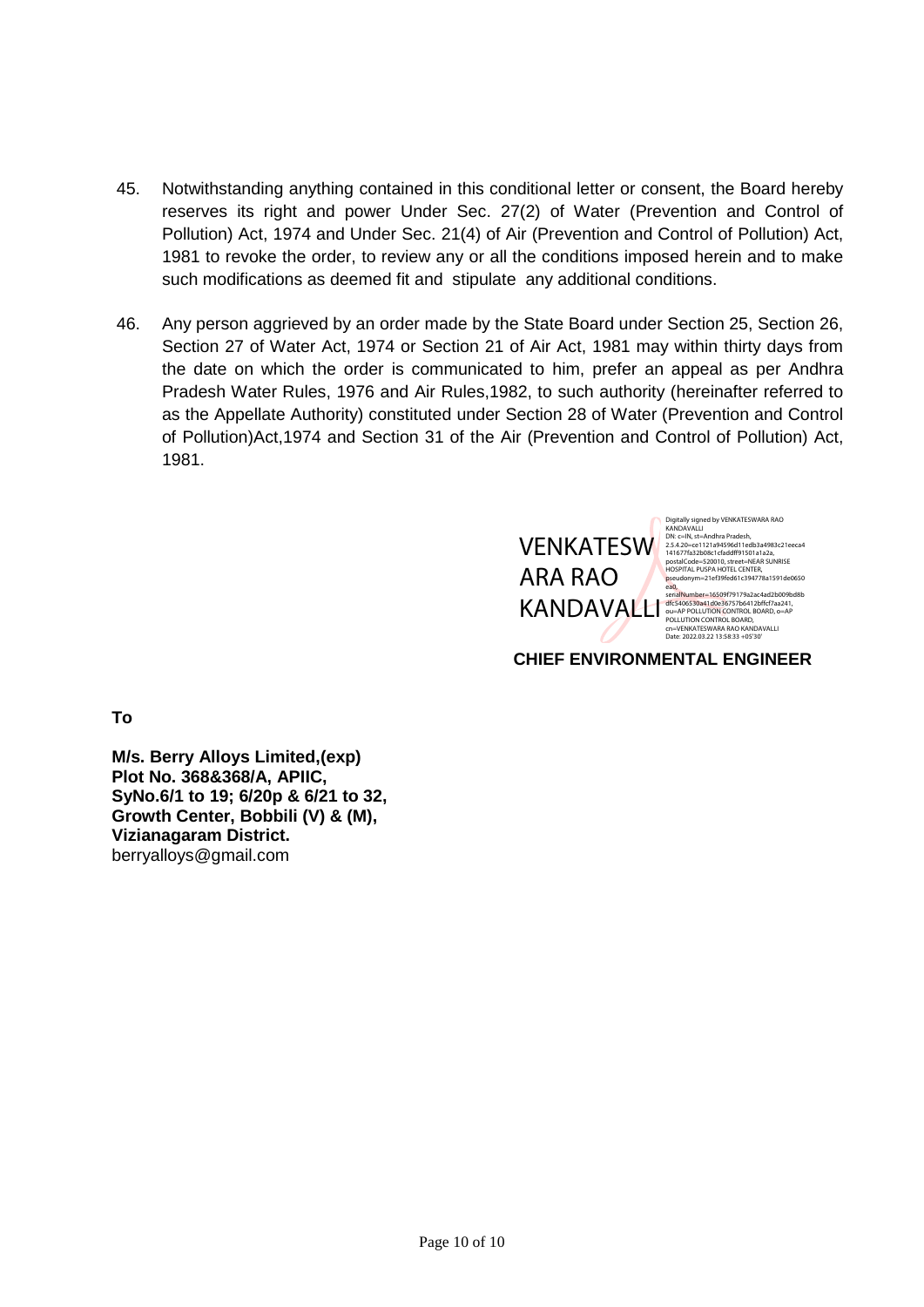45. Notwithstanding anything contained in this conditional letter or consent, the Board hereby reserves its right and power Under Sec. 27(2) of Water (Prevention and Control of Pollution) Act, 1974 and Under Sec. 21(4) of Air (Prevention and Control of Pollution) Act, 1981 to revoke the order, to review any or all the conditions imposed herein and to make such modifications as deemed fit and stipulate any additional conditions.

46. Any person aggrieved by an order made by the State Board under Section 25, Section 26, Section 27 of Water Act, 1974 or Section 21 of Air Act, 1981 may within thirty days from the date on which the order is communicated to him, prefer an appeal as per Andhra Pradesh Water Rules, 1976 and Air Rules,1982, to such authority (hereinafter referred to as the Appellate Authority) constituted under Section 28 of Water (Prevention and Control of Pollution)Act,1974 and Section 31 of the Air (Prevention and Control of Pollution) Act, 1981.

VENKATESWARA RAO KANDAVALLI

Digitally signed by VENKATESWARA RAO KANDAVALLI
DN: c=IN, st=Andhra Pradesh, 2.5.4.20=ce1121a94596d11edb3a4983c21eeca4141677fa32b08c1cfaddff91501a1a2a, postalCode=520010, street=NEAR SUNRISE HOSPITAL PUSPA HOTEL CENTER, pseudonym=21ef39fed61c394778a1591de0650ea0, serialNumber=16509f79179a2ac4ad2b009bd8bdfc5406530a41d0e36757b6412bffcf7aa241, ou=AP POLLUTION CONTROL BOARD, o=AP POLLUTION CONTROL BOARD, cn=VENKATESWARA RAO KANDAVALLI
Date: 2022.03.22 13:58:33 +05'30'

**CHIEF ENVIRONMENTAL ENGINEER**

**To**

**M/s. Berry Alloys Limited,(exp)**
**Plot No. 368&368/A, APIIC,**
**SyNo.6/1 to 19; 6/20p & 6/21 to 32,**
**Growth Center, Bobbili (V) & (M),**
**Vizianagaram District.**
berryalloys@gmail.com